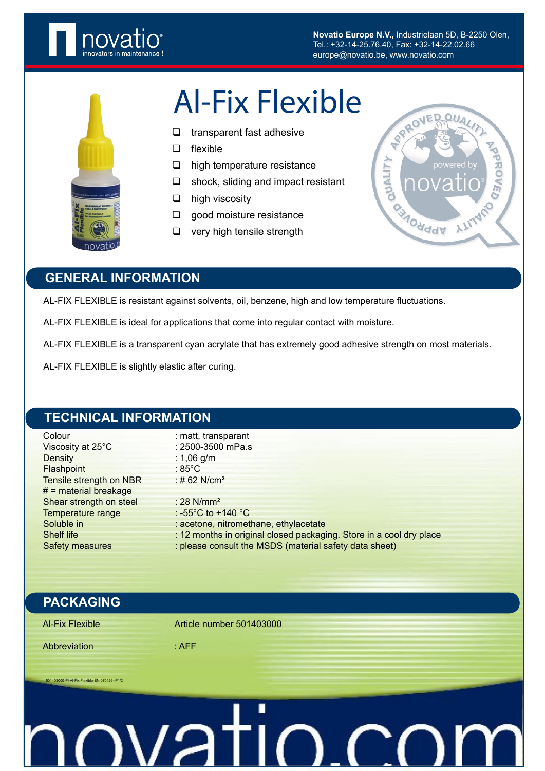Novatio Europe N.V., Industrielaan 5D, B-2250 Olen,
Tel.: +32-14-25.76.40, Fax: +32-14-22.02.66
europe@novatio.be, www.novatio.be

# Al-Fix Flexible

- transparent fast adhesive
- flexible
- high temperature resistance
- shock, sliding and impact resistant
- high viscosity
- good moisture resistance
- very high tensile strength

## GENERAL INFORMATION

AL-FIX FLEXIBLE is resistant against solvents, oil, benzene, high and low temperature fluctuations.

AL-FIX FLEXIBLE is ideal for applications that come into regular contact with moisture.

AL-FIX FLEXIBLE is a transparent cyan acrylate that has extremely good adhesive strength on most materials.

AL-FIX FLEXIBLE is slightly elastic after curing.

## TECHNICAL INFORMATION

| | |
|---|---|
| Colour | : matt, transparant |
| Viscosity at 25°C | : 2500-3500 mPa.s |
| Density | : 1,06 g/m |
| Flashpoint | : 85°C |
| Tensile strength on NBR | : # 62 N/cm² |
| # = material breakage | |
| Shear strength on steel | : 28 N/mm² |
| Temperature range | : -55°C to +140 °C |
| Soluble in | : acetone, nitromethane, ethylacetate |
| Shelf life | : 12 months in original closed packaging. Store in a cool dry place |
| Safety measures | : please consult the MSDS (material safety data sheet) |

## PACKAGING

| | |
|---|---|
| Al-Fix Flexible | Article number 501403000 |
| Abbreviation | : AFF |

501403000-PI-Al-Fix Flexible-EN-070426--P1/2

novatio.com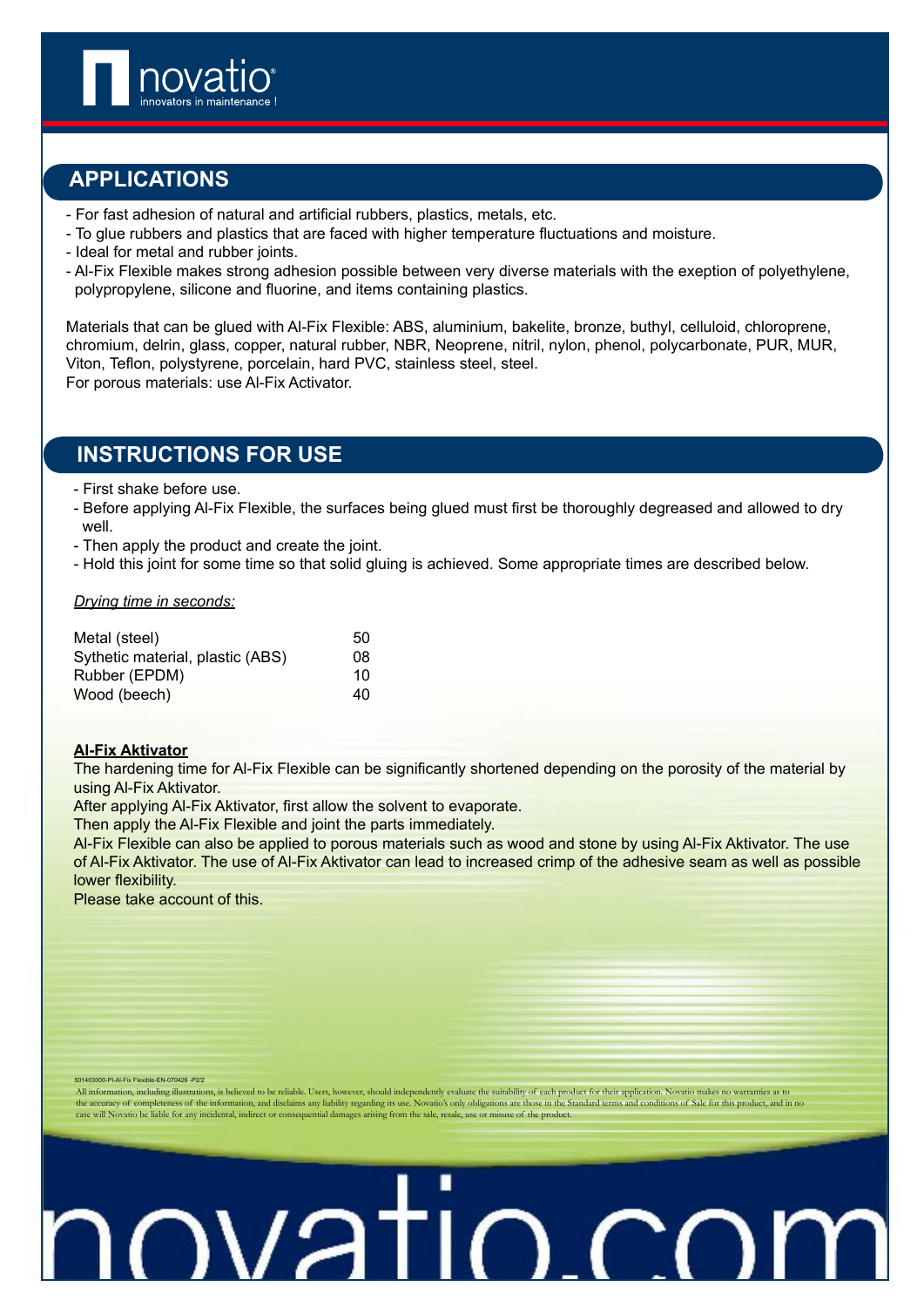## APPLICATIONS

- For fast adhesion of natural and artificial rubbers, plastics, metals, etc.
- To glue rubbers and plastics that are faced with higher temperature fluctuations and moisture.
- Ideal for metal and rubber joints.
- Al-Fix Flexible makes strong adhesion possible between very diverse materials with the exeption of polyethylene, polypropylene, silicone and fluorine, and items containing plastics.

Materials that can be glued with Al-Fix Flexible: ABS, aluminium, bakelite, bronze, buthyl, celluloid, chloroprene, chromium, delrin, glass, copper, natural rubber, NBR, Neoprene, nitril, nylon, phenol, polycarbonate, PUR, MUR, Viton, Teflon, polystyrene, porcelain, hard PVC, stainless steel, steel.
For porous materials: use Al-Fix Activator.

## INSTRUCTIONS FOR USE

- First shake before use.
- Before applying Al-Fix Flexible, the surfaces being glued must first be thoroughly degreased and allowed to dry well.
- Then apply the product and create the joint.
- Hold this joint for some time so that solid gluing is achieved. Some appropriate times are described below.

*Drying time in seconds:*

| | |
|---|---|
| Metal (steel) | 50 |
| Sythetic material, plastic (ABS) | 08 |
| Rubber (EPDM) | 10 |
| Wood (beech) | 40 |

**Al-Fix Aktivator**

The hardening time for Al-Fix Flexible can be significantly shortened depending on the porosity of the material by using Al-Fix Aktivator.
After applying Al-Fix Aktivator, first allow the solvent to evaporate.
Then apply the Al-Fix Flexible and joint the parts immediately.
Al-Fix Flexible can also be applied to porous materials such as wood and stone by using Al-Fix Aktivator. The use of Al-Fix Aktivator. The use of Al-Fix Aktivator can lead to increased crimp of the adhesive seam as well as possible lower flexibility.
Please take account of this.

501403000-PI-Al-Fix Flexible-EN-070426 -P2/2

All information, including illustrations, is believed to be reliable. Users, however, should independently evaluate the suitability of each product for their application. Novatio makes no warranties as to the accuracy of completeness of the information, and disclaims any liability regarding its use. Novatio's only obligations are those in the Standard terms and conditions of Sale for this product, and in no case will Novatio be liable for any incidental, indirect or consequential damages arising from the sale, resale, use or misuse of the product.